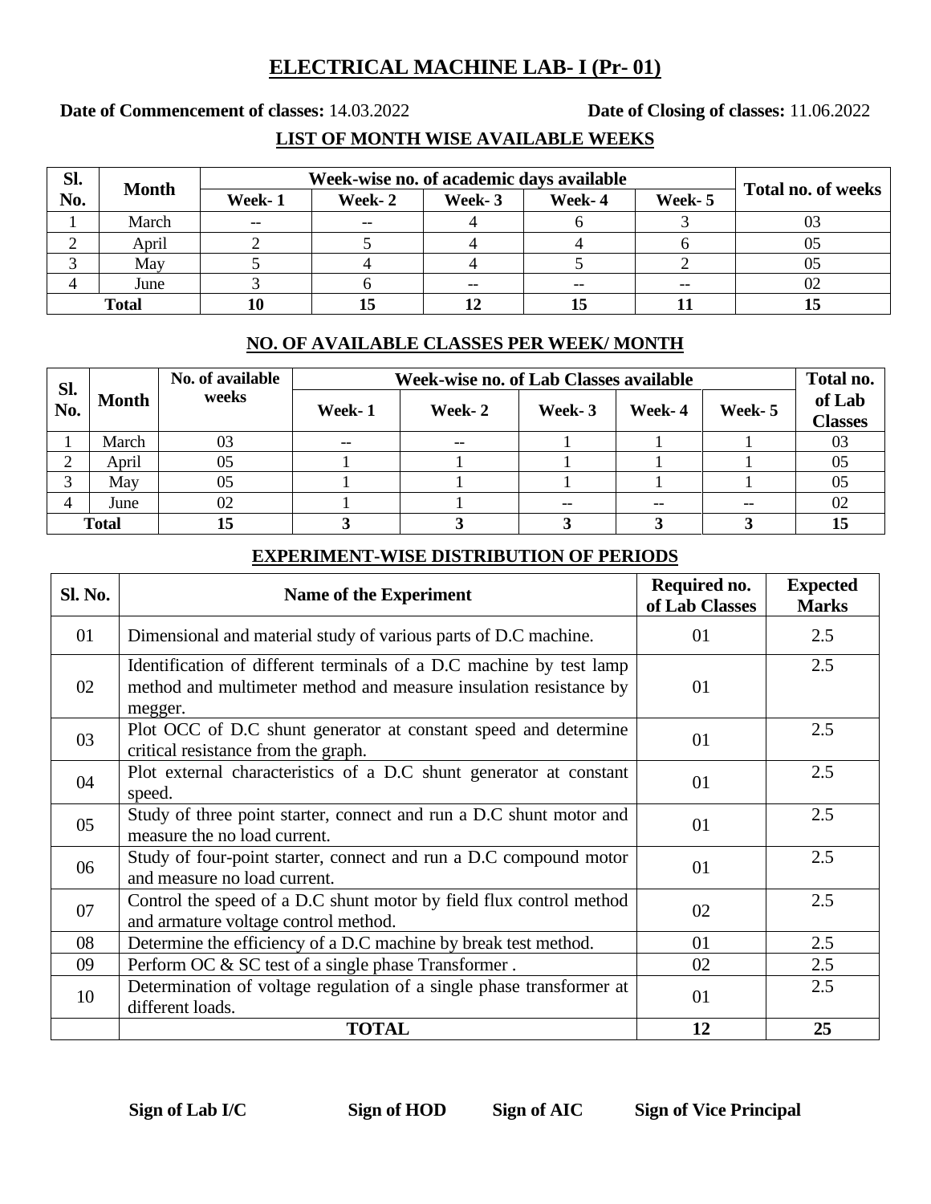# ELECTRICAL MACHINE LAB- I (Pr- 01)

**Date of Commencement of classes:** 14.03.2022 **Date of Closing of classes:** 11.06.2022

## LIST OF MONTH WISE AVAILABLE WEEKS

| Sl. No. | Month | Week-wise no. of academic days available | | | | | Total no. of weeks |
|---|---|---|---|---|---|---|---|
| | | Week- 1 | Week- 2 | Week- 3 | Week- 4 | Week- 5 | |
| 1 | March | -- | -- | 4 | 6 | 3 | 03 |
| 2 | April | 2 | 5 | 4 | 4 | 6 | 05 |
| 3 | May | 5 | 4 | 4 | 5 | 2 | 05 |
| 4 | June | 3 | 6 | -- | -- | -- | 02 |
| **Total** | | **10** | **15** | **12** | **15** | **11** | **15** |

## NO. OF AVAILABLE CLASSES PER WEEK/ MONTH

| Sl. No. | Month | No. of available weeks | Week-wise no. of Lab Classes available | | | | | Total no. of Lab Classes |
|---|---|---|---|---|---|---|---|---|
| | | | Week- 1 | Week- 2 | Week- 3 | Week- 4 | Week- 5 | |
| 1 | March | 03 | -- | -- | 1 | 1 | 1 | 03 |
| 2 | April | 05 | 1 | 1 | 1 | 1 | 1 | 05 |
| 3 | May | 05 | 1 | 1 | 1 | 1 | 1 | 05 |
| 4 | June | 02 | 1 | 1 | -- | -- | -- | 02 |
| **Total** | | **15** | **3** | **3** | **3** | **3** | **3** | **15** |

## EXPERIMENT-WISE DISTRIBUTION OF PERIODS

| Sl. No. | Name of the Experiment | Required no. of Lab Classes | Expected Marks |
|---|---|---|---|
| 01 | Dimensional and material study of various parts of D.C machine. | 01 | 2.5 |
| 02 | Identification of different terminals of a D.C machine by test lamp method and multimeter method and measure insulation resistance by megger. | 01 | 2.5 |
| 03 | Plot OCC of D.C shunt generator at constant speed and determine critical resistance from the graph. | 01 | 2.5 |
| 04 | Plot external characteristics of a D.C shunt generator at constant speed. | 01 | 2.5 |
| 05 | Study of three point starter, connect and run a D.C shunt motor and measure the no load current. | 01 | 2.5 |
| 06 | Study of four-point starter, connect and run a D.C compound motor and measure no load current. | 01 | 2.5 |
| 07 | Control the speed of a D.C shunt motor by field flux control method and armature voltage control method. | 02 | 2.5 |
| 08 | Determine the efficiency of a D.C machine by break test method. | 01 | 2.5 |
| 09 | Perform OC & SC test of a single phase Transformer . | 02 | 2.5 |
| 10 | Determination of voltage regulation of a single phase transformer at different loads. | 01 | 2.5 |
| | **TOTAL** | **12** | **25** |

**Sign of Lab I/C** **Sign of HOD** **Sign of AIC** **Sign of Vice Principal**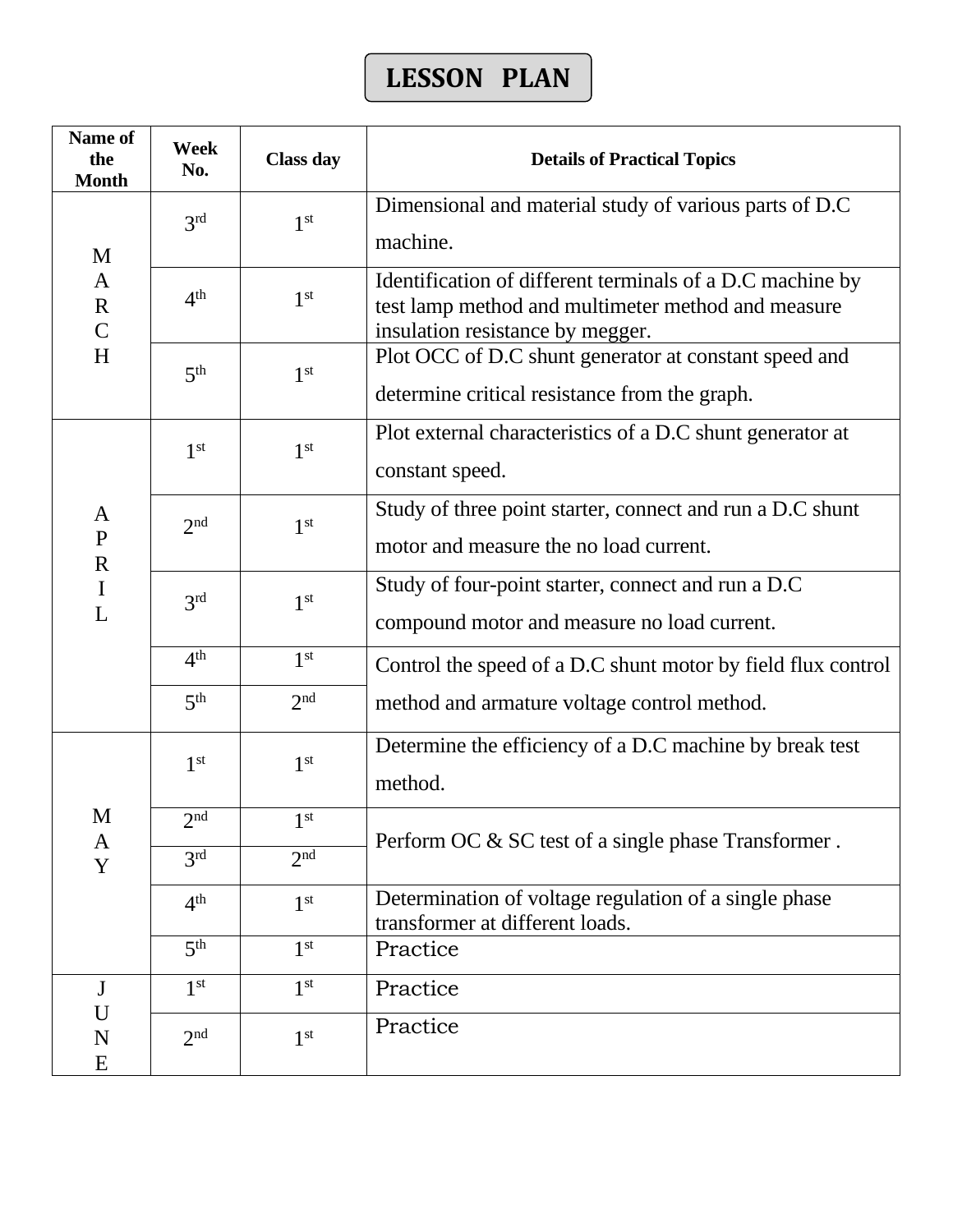# LESSON PLAN

| Name of the Month | Week No. | Class day | Details of Practical Topics |
|---|---|---|---|
| MARCH | 3rd | 1st | Dimensional and material study of various parts of D.C machine. |
| | 4th | 1st | Identification of different terminals of a D.C machine by test lamp method and multimeter method and measure insulation resistance by megger. |
| | 5th | 1st | Plot OCC of D.C shunt generator at constant speed and determine critical resistance from the graph. |
| APRIL | 1st | 1st | Plot external characteristics of a D.C shunt generator at constant speed. |
| | 2nd | 1st | Study of three point starter, connect and run a D.C shunt motor and measure the no load current. |
| | 3rd | 1st | Study of four-point starter, connect and run a D.C compound motor and measure no load current. |
| | 4th | 1st | Control the speed of a D.C shunt motor by field flux control method and armature voltage control method. |
| | 5th | 2nd | |
| MAY | 1st | 1st | Determine the efficiency of a D.C machine by break test method. |
| | 2nd | 1st | Perform OC & SC test of a single phase Transformer . |
| | 3rd | 2nd | |
| | 4th | 1st | Determination of voltage regulation of a single phase transformer at different loads. |
| | 5th | 1st | Practice |
| JUNE | 1st | 1st | Practice |
| | 2nd | 1st | Practice |